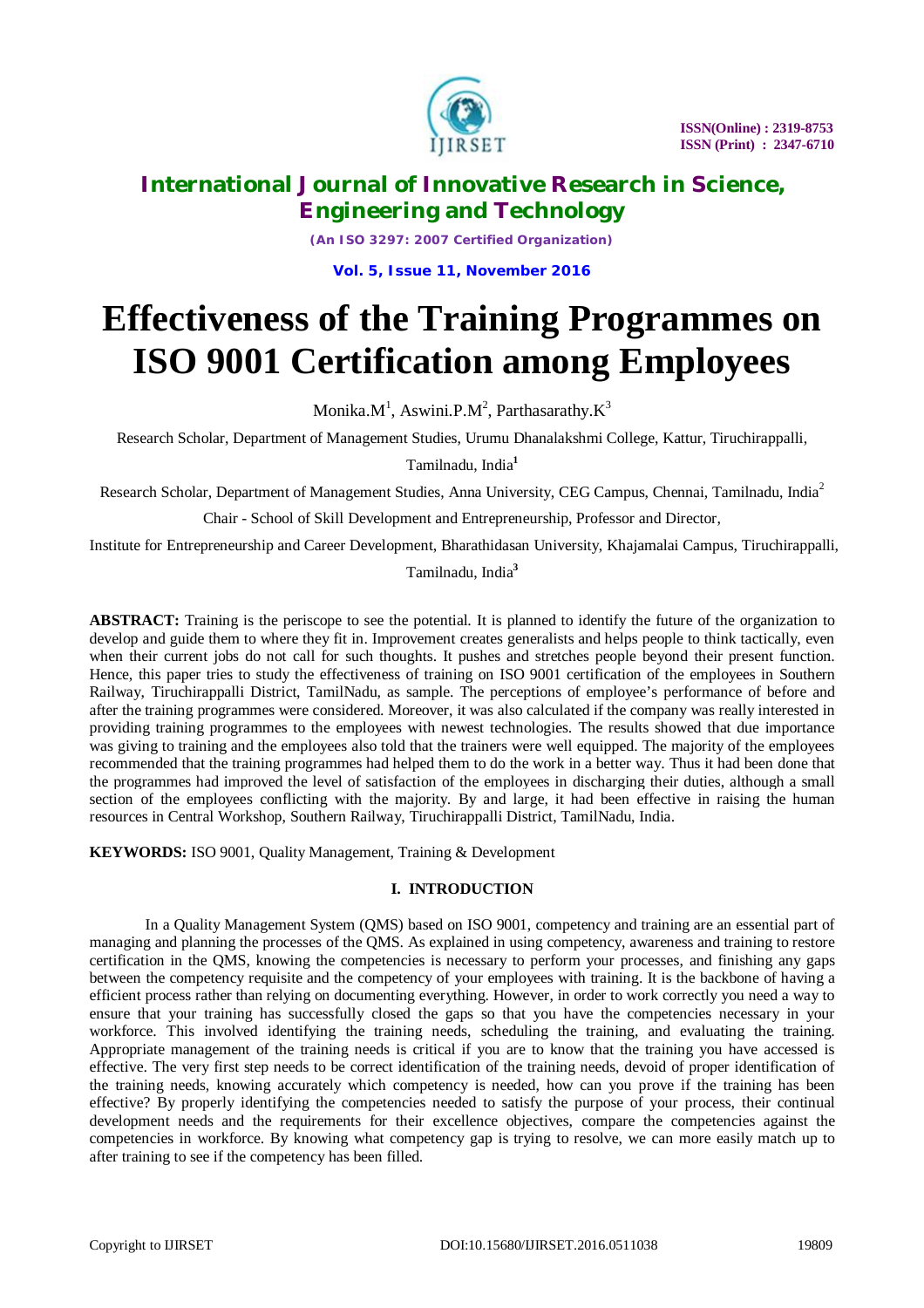# Effectiveness of the Training Programmes on ISO 9001 Certification among Employees

Monika.M[1], Aswini.P.M[2], Parthasarathy.K[3]

Research Scholar, Department of Management Studies, Urumu Dhanalakshmi College, Kattur, Tiruchirappalli, Tamilnadu, India[1]

Research Scholar, Department of Management Studies, Anna University, CEG Campus, Chennai, Tamilnadu, India[2]

Chair - School of Skill Development and Entrepreneurship, Professor and Director,

Institute for Entrepreneurship and Career Development, Bharathidasan University, Khajamalai Campus, Tiruchirappalli, Tamilnadu, India[3]

**ABSTRACT:** Training is the periscope to see the potential. It is planned to identify the future of the organization to develop and guide them to where they fit in. Improvement creates generalists and helps people to think tactically, even when their current jobs do not call for such thoughts. It pushes and stretches people beyond their present function. Hence, this paper tries to study the effectiveness of training on ISO 9001 certification of the employees in Southern Railway, Tiruchirappalli District, TamilNadu, as sample. The perceptions of employee's performance of before and after the training programmes were considered. Moreover, it was also calculated if the company was really interested in providing training programmes to the employees with newest technologies. The results showed that due importance was giving to training and the employees also told that the trainers were well equipped. The majority of the employees recommended that the training programmes had helped them to do the work in a better way. Thus it had been done that the programmes had improved the level of satisfaction of the employees in discharging their duties, although a small section of the employees conflicting with the majority. By and large, it had been effective in raising the human resources in Central Workshop, Southern Railway, Tiruchirappalli District, TamilNadu, India.

**KEYWORDS:** ISO 9001, Quality Management, Training & Development

## I. INTRODUCTION

In a Quality Management System (QMS) based on ISO 9001, competency and training are an essential part of managing and planning the processes of the QMS. As explained in using competency, awareness and training to restore certification in the QMS, knowing the competencies is necessary to perform your processes, and finishing any gaps between the competency requisite and the competency of your employees with training. It is the backbone of having a efficient process rather than relying on documenting everything. However, in order to work correctly you need a way to ensure that your training has successfully closed the gaps so that you have the competencies necessary in your workforce. This involved identifying the training needs, scheduling the training, and evaluating the training. Appropriate management of the training needs is critical if you are to know that the training you have accessed is effective. The very first step needs to be correct identification of the training needs, devoid of proper identification of the training needs, knowing accurately which competency is needed, how can you prove if the training has been effective? By properly identifying the competencies needed to satisfy the purpose of your process, their continual development needs and the requirements for their excellence objectives, compare the competencies against the competencies in workforce. By knowing what competency gap is trying to resolve, we can more easily match up to after training to see if the competency has been filled.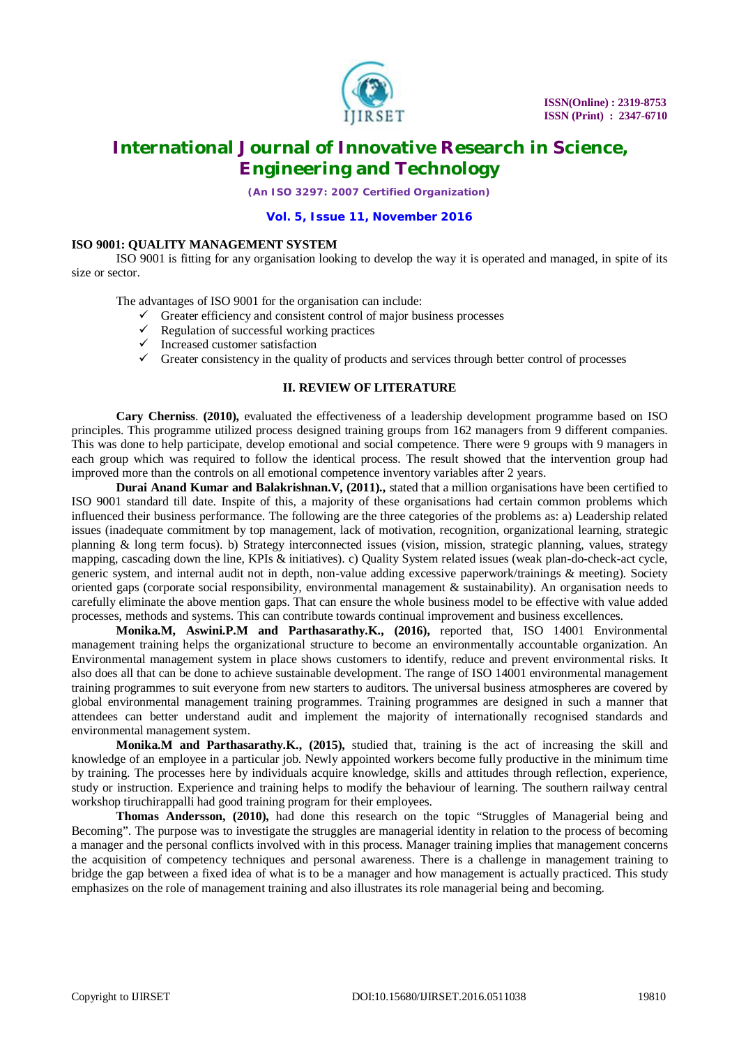**ISO 9001: QUALITY MANAGEMENT SYSTEM**

ISO 9001 is fitting for any organisation looking to develop the way it is operated and managed, in spite of its size or sector.

The advantages of ISO 9001 for the organisation can include:

- ✓ Greater efficiency and consistent control of major business processes
- ✓ Regulation of successful working practices
- ✓ Increased customer satisfaction
- ✓ Greater consistency in the quality of products and services through better control of processes

## II. REVIEW OF LITERATURE

**Cary Cherniss**. **(2010),** evaluated the effectiveness of a leadership development programme based on ISO principles. This programme utilized process designed training groups from 162 managers from 9 different companies. This was done to help participate, develop emotional and social competence. There were 9 groups with 9 managers in each group which was required to follow the identical process. The result showed that the intervention group had improved more than the controls on all emotional competence inventory variables after 2 years.

**Durai Anand Kumar and Balakrishnan.V, (2011).,** stated that a million organisations have been certified to ISO 9001 standard till date. Inspite of this, a majority of these organisations had certain common problems which influenced their business performance. The following are the three categories of the problems as: a) Leadership related issues (inadequate commitment by top management, lack of motivation, recognition, organizational learning, strategic planning & long term focus). b) Strategy interconnected issues (vision, mission, strategic planning, values, strategy mapping, cascading down the line, KPIs & initiatives). c) Quality System related issues (weak plan-do-check-act cycle, generic system, and internal audit not in depth, non-value adding excessive paperwork/trainings & meeting). Society oriented gaps (corporate social responsibility, environmental management & sustainability). An organisation needs to carefully eliminate the above mention gaps. That can ensure the whole business model to be effective with value added processes, methods and systems. This can contribute towards continual improvement and business excellences.

**Monika.M, Aswini.P.M and Parthasarathy.K., (2016),** reported that, ISO 14001 Environmental management training helps the organizational structure to become an environmentally accountable organization. An Environmental management system in place shows customers to identify, reduce and prevent environmental risks. It also does all that can be done to achieve sustainable development. The range of ISO 14001 environmental management training programmes to suit everyone from new starters to auditors. The universal business atmospheres are covered by global environmental management training programmes. Training programmes are designed in such a manner that attendees can better understand audit and implement the majority of internationally recognised standards and environmental management system.

**Monika.M and Parthasarathy.K., (2015),** studied that, training is the act of increasing the skill and knowledge of an employee in a particular job. Newly appointed workers become fully productive in the minimum time by training. The processes here by individuals acquire knowledge, skills and attitudes through reflection, experience, study or instruction. Experience and training helps to modify the behaviour of learning. The southern railway central workshop tiruchirappalli had good training program for their employees.

**Thomas Andersson, (2010),** had done this research on the topic "Struggles of Managerial being and Becoming". The purpose was to investigate the struggles are managerial identity in relation to the process of becoming a manager and the personal conflicts involved with in this process. Manager training implies that management concerns the acquisition of competency techniques and personal awareness. There is a challenge in management training to bridge the gap between a fixed idea of what is to be a manager and how management is actually practiced. This study emphasizes on the role of management training and also illustrates its role managerial being and becoming.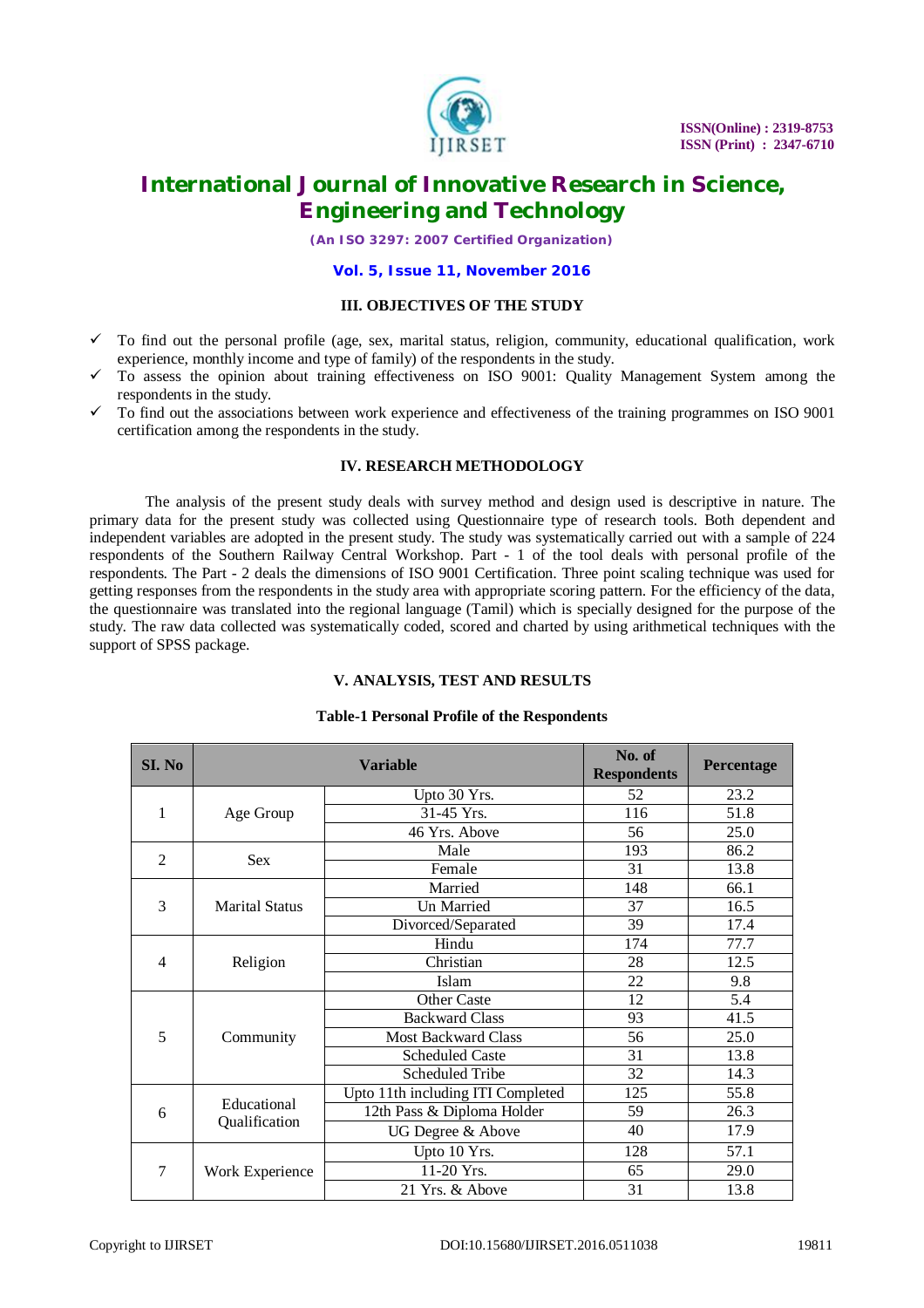## III. OBJECTIVES OF THE STUDY

- ✓ To find out the personal profile (age, sex, marital status, religion, community, educational qualification, work experience, monthly income and type of family) of the respondents in the study.
- ✓ To assess the opinion about training effectiveness on ISO 9001: Quality Management System among the respondents in the study.
- ✓ To find out the associations between work experience and effectiveness of the training programmes on ISO 9001 certification among the respondents in the study.

## IV. RESEARCH METHODOLOGY

The analysis of the present study deals with survey method and design used is descriptive in nature. The primary data for the present study was collected using Questionnaire type of research tools. Both dependent and independent variables are adopted in the present study. The study was systematically carried out with a sample of 224 respondents of the Southern Railway Central Workshop. Part - 1 of the tool deals with personal profile of the respondents. The Part - 2 deals the dimensions of ISO 9001 Certification. Three point scaling technique was used for getting responses from the respondents in the study area with appropriate scoring pattern. For the efficiency of the data, the questionnaire was translated into the regional language (Tamil) which is specially designed for the purpose of the study. The raw data collected was systematically coded, scored and charted by using arithmetical techniques with the support of SPSS package.

## V. ANALYSIS, TEST AND RESULTS

**Table-1 Personal Profile of the Respondents**

| SI. No | Variable | | No. of Respondents | Percentage |
|---|---|---|---|---|
| 1 | Age Group | Upto 30 Yrs. | 52 | 23.2 |
| | | 31-45 Yrs. | 116 | 51.8 |
| | | 46 Yrs. Above | 56 | 25.0 |
| 2 | Sex | Male | 193 | 86.2 |
| | | Female | 31 | 13.8 |
| 3 | Marital Status | Married | 148 | 66.1 |
| | | Un Married | 37 | 16.5 |
| | | Divorced/Separated | 39 | 17.4 |
| 4 | Religion | Hindu | 174 | 77.7 |
| | | Christian | 28 | 12.5 |
| | | Islam | 22 | 9.8 |
| 5 | Community | Other Caste | 12 | 5.4 |
| | | Backward Class | 93 | 41.5 |
| | | Most Backward Class | 56 | 25.0 |
| | | Scheduled Caste | 31 | 13.8 |
| | | Scheduled Tribe | 32 | 14.3 |
| 6 | Educational Qualification | Upto 11th including ITI Completed | 125 | 55.8 |
| | | 12th Pass & Diploma Holder | 59 | 26.3 |
| | | UG Degree & Above | 40 | 17.9 |
| 7 | Work Experience | Upto 10 Yrs. | 128 | 57.1 |
| | | 11-20 Yrs. | 65 | 29.0 |
| | | 21 Yrs. & Above | 31 | 13.8 |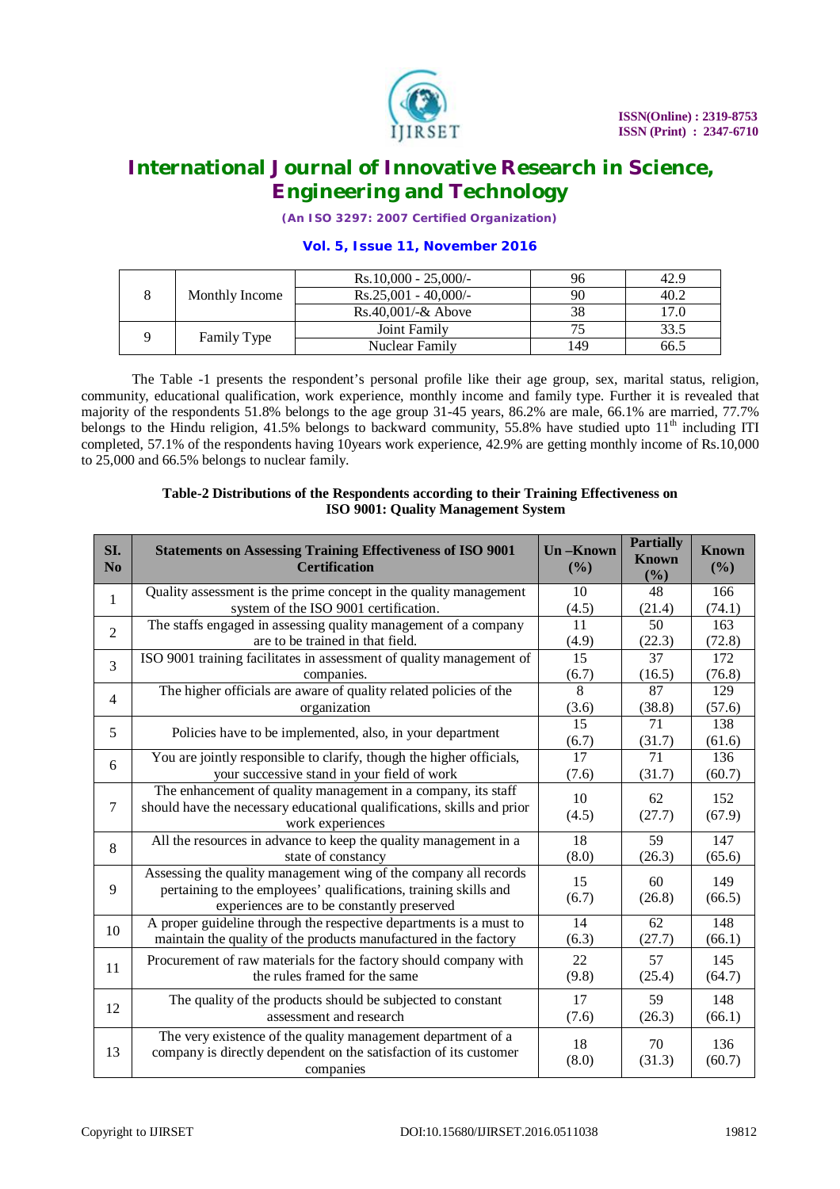| 8 | Monthly Income | Rs.10,000 - 25,000/- | 96 | 42.9 |
|---|---|---|---|---|
| | | Rs.25,001 - 40,000/- | 90 | 40.2 |
| | | Rs.40,001/-& Above | 38 | 17.0 |
| 9 | Family Type | Joint Family | 75 | 33.5 |
| | | Nuclear Family | 149 | 66.5 |

The Table -1 presents the respondent's personal profile like their age group, sex, marital status, religion, community, educational qualification, work experience, monthly income and family type. Further it is revealed that majority of the respondents 51.8% belongs to the age group 31-45 years, 86.2% are male, 66.1% are married, 77.7% belongs to the Hindu religion, 41.5% belongs to backward community, 55.8% have studied upto 11th including ITI completed, 57.1% of the respondents having 10years work experience, 42.9% are getting monthly income of Rs.10,000 to 25,000 and 66.5% belongs to nuclear family.

**Table-2 Distributions of the Respondents according to their Training Effectiveness on ISO 9001: Quality Management System**

| SI. No | Statements on Assessing Training Effectiveness of ISO 9001 Certification | Un –Known (%) | Partially Known (%) | Known (%) |
|---|---|---|---|---|
| 1 | Quality assessment is the prime concept in the quality management system of the ISO 9001 certification. | 10 (4.5) | 48 (21.4) | 166 (74.1) |
| 2 | The staffs engaged in assessing quality management of a company are to be trained in that field. | 11 (4.9) | 50 (22.3) | 163 (72.8) |
| 3 | ISO 9001 training facilitates in assessment of quality management of companies. | 15 (6.7) | 37 (16.5) | 172 (76.8) |
| 4 | The higher officials are aware of quality related policies of the organization | 8 (3.6) | 87 (38.8) | 129 (57.6) |
| 5 | Policies have to be implemented, also, in your department | 15 (6.7) | 71 (31.7) | 138 (61.6) |
| 6 | You are jointly responsible to clarify, though the higher officials, your successive stand in your field of work | 17 (7.6) | 71 (31.7) | 136 (60.7) |
| 7 | The enhancement of quality management in a company, its staff should have the necessary educational qualifications, skills and prior work experiences | 10 (4.5) | 62 (27.7) | 152 (67.9) |
| 8 | All the resources in advance to keep the quality management in a state of constancy | 18 (8.0) | 59 (26.3) | 147 (65.6) |
| 9 | Assessing the quality management wing of the company all records pertaining to the employees' qualifications, training skills and experiences are to be constantly preserved | 15 (6.7) | 60 (26.8) | 149 (66.5) |
| 10 | A proper guideline through the respective departments is a must to maintain the quality of the products manufactured in the factory | 14 (6.3) | 62 (27.7) | 148 (66.1) |
| 11 | Procurement of raw materials for the factory should company with the rules framed for the same | 22 (9.8) | 57 (25.4) | 145 (64.7) |
| 12 | The quality of the products should be subjected to constant assessment and research | 17 (7.6) | 59 (26.3) | 148 (66.1) |
| 13 | The very existence of the quality management department of a company is directly dependent on the satisfaction of its customer companies | 18 (8.0) | 70 (31.3) | 136 (60.7) |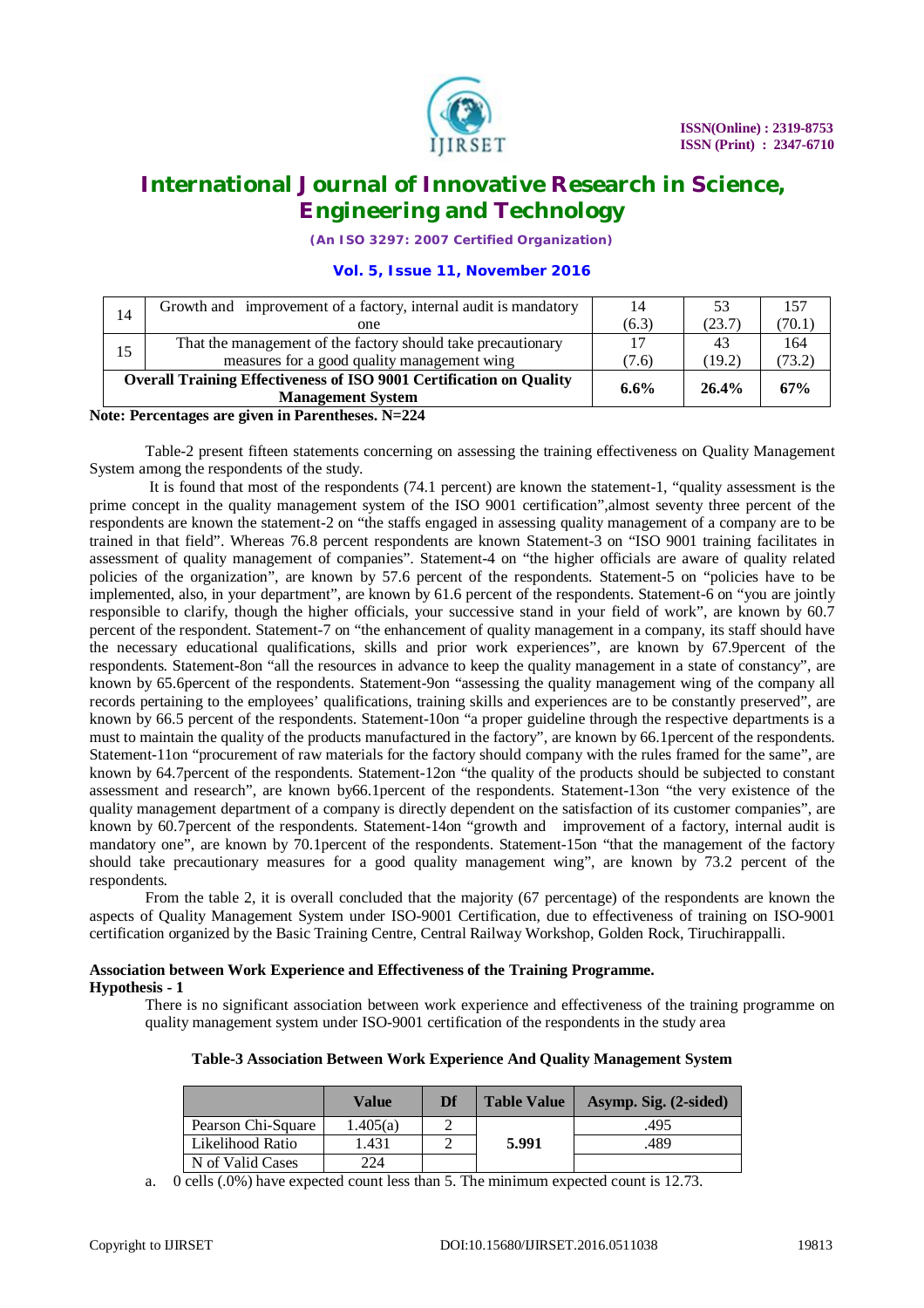| 14 | Growth and improvement of a factory, internal audit is mandatory one | 14 (6.3) | 53 (23.7) | 157 (70.1) |
|---|---|---|---|---|
| 15 | That the management of the factory should take precautionary measures for a good quality management wing | 17 (7.6) | 43 (19.2) | 164 (73.2) |
| **Overall Training Effectiveness of ISO 9001 Certification on Quality Management System** | | **6.6%** | **26.4%** | **67%** |

**Note: Percentages are given in Parentheses. N=224**

Table-2 present fifteen statements concerning on assessing the training effectiveness on Quality Management System among the respondents of the study.

It is found that most of the respondents (74.1 percent) are known the statement-1, "quality assessment is the prime concept in the quality management system of the ISO 9001 certification",almost seventy three percent of the respondents are known the statement-2 on "the staffs engaged in assessing quality management of a company are to be trained in that field". Whereas 76.8 percent respondents are known Statement-3 on "ISO 9001 training facilitates in assessment of quality management of companies". Statement-4 on "the higher officials are aware of quality related policies of the organization", are known by 57.6 percent of the respondents. Statement-5 on "policies have to be implemented, also, in your department", are known by 61.6 percent of the respondents. Statement-6 on "you are jointly responsible to clarify, though the higher officials, your successive stand in your field of work", are known by 60.7 percent of the respondent. Statement-7 on "the enhancement of quality management in a company, its staff should have the necessary educational qualifications, skills and prior work experiences", are known by 67.9percent of the respondents. Statement-8on "all the resources in advance to keep the quality management in a state of constancy", are known by 65.6percent of the respondents. Statement-9on "assessing the quality management wing of the company all records pertaining to the employees' qualifications, training skills and experiences are to be constantly preserved", are known by 66.5 percent of the respondents. Statement-10on "a proper guideline through the respective departments is a must to maintain the quality of the products manufactured in the factory", are known by 66.1percent of the respondents. Statement-11on "procurement of raw materials for the factory should company with the rules framed for the same", are known by 64.7percent of the respondents. Statement-12on "the quality of the products should be subjected to constant assessment and research", are known by66.1percent of the respondents. Statement-13on "the very existence of the quality management department of a company is directly dependent on the satisfaction of its customer companies", are known by 60.7percent of the respondents. Statement-14on "growth and improvement of a factory, internal audit is mandatory one", are known by 70.1percent of the respondents. Statement-15on "that the management of the factory should take precautionary measures for a good quality management wing", are known by 73.2 percent of the respondents.

From the table 2, it is overall concluded that the majority (67 percentage) of the respondents are known the aspects of Quality Management System under ISO-9001 Certification, due to effectiveness of training on ISO-9001 certification organized by the Basic Training Centre, Central Railway Workshop, Golden Rock, Tiruchirappalli.

**Association between Work Experience and Effectiveness of the Training Programme.**
**Hypothesis - 1**

There is no significant association between work experience and effectiveness of the training programme on quality management system under ISO-9001 certification of the respondents in the study area

**Table-3 Association Between Work Experience And Quality Management System**

| | Value | Df | Table Value | Asymp. Sig. (2-sided) |
|---|---|---|---|---|
| Pearson Chi-Square | 1.405(a) | 2 | 5.991 | .495 |
| Likelihood Ratio | 1.431 | 2 | | .489 |
| N of Valid Cases | 224 | | | |

a. 0 cells (.0%) have expected count less than 5. The minimum expected count is 12.73.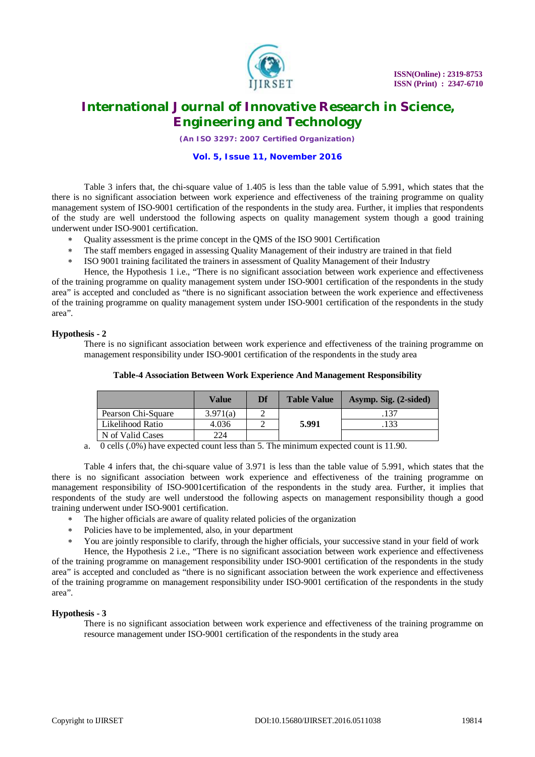Table 3 infers that, the chi-square value of 1.405 is less than the table value of 5.991, which states that the there is no significant association between work experience and effectiveness of the training programme on quality management system of ISO-9001 certification of the respondents in the study area. Further, it implies that respondents of the study are well understood the following aspects on quality management system though a good training underwent under ISO-9001 certification.

- Quality assessment is the prime concept in the QMS of the ISO 9001 Certification
- The staff members engaged in assessing Quality Management of their industry are trained in that field
- ISO 9001 training facilitated the trainers in assessment of Quality Management of their Industry

Hence, the Hypothesis 1 i.e., "There is no significant association between work experience and effectiveness of the training programme on quality management system under ISO-9001 certification of the respondents in the study area" is accepted and concluded as "there is no significant association between the work experience and effectiveness of the training programme on quality management system under ISO-9001 certification of the respondents in the study area".

**Hypothesis - 2**

There is no significant association between work experience and effectiveness of the training programme on management responsibility under ISO-9001 certification of the respondents in the study area

**Table-4 Association Between Work Experience And Management Responsibility**

| | Value | Df | Table Value | Asymp. Sig. (2-sided) |
|---|---|---|---|---|
| Pearson Chi-Square | 3.971(a) | 2 | 5.991 | .137 |
| Likelihood Ratio | 4.036 | 2 | | .133 |
| N of Valid Cases | 224 | | | |

a. 0 cells (.0%) have expected count less than 5. The minimum expected count is 11.90.

Table 4 infers that, the chi-square value of 3.971 is less than the table value of 5.991, which states that the there is no significant association between work experience and effectiveness of the training programme on management responsibility of ISO-9001certification of the respondents in the study area. Further, it implies that respondents of the study are well understood the following aspects on management responsibility though a good training underwent under ISO-9001 certification.

- The higher officials are aware of quality related policies of the organization
- Policies have to be implemented, also, in your department
- You are jointly responsible to clarify, through the higher officials, your successive stand in your field of work

Hence, the Hypothesis 2 i.e., "There is no significant association between work experience and effectiveness of the training programme on management responsibility under ISO-9001 certification of the respondents in the study area" is accepted and concluded as "there is no significant association between the work experience and effectiveness of the training programme on management responsibility under ISO-9001 certification of the respondents in the study area".

**Hypothesis - 3**

There is no significant association between work experience and effectiveness of the training programme on resource management under ISO-9001 certification of the respondents in the study area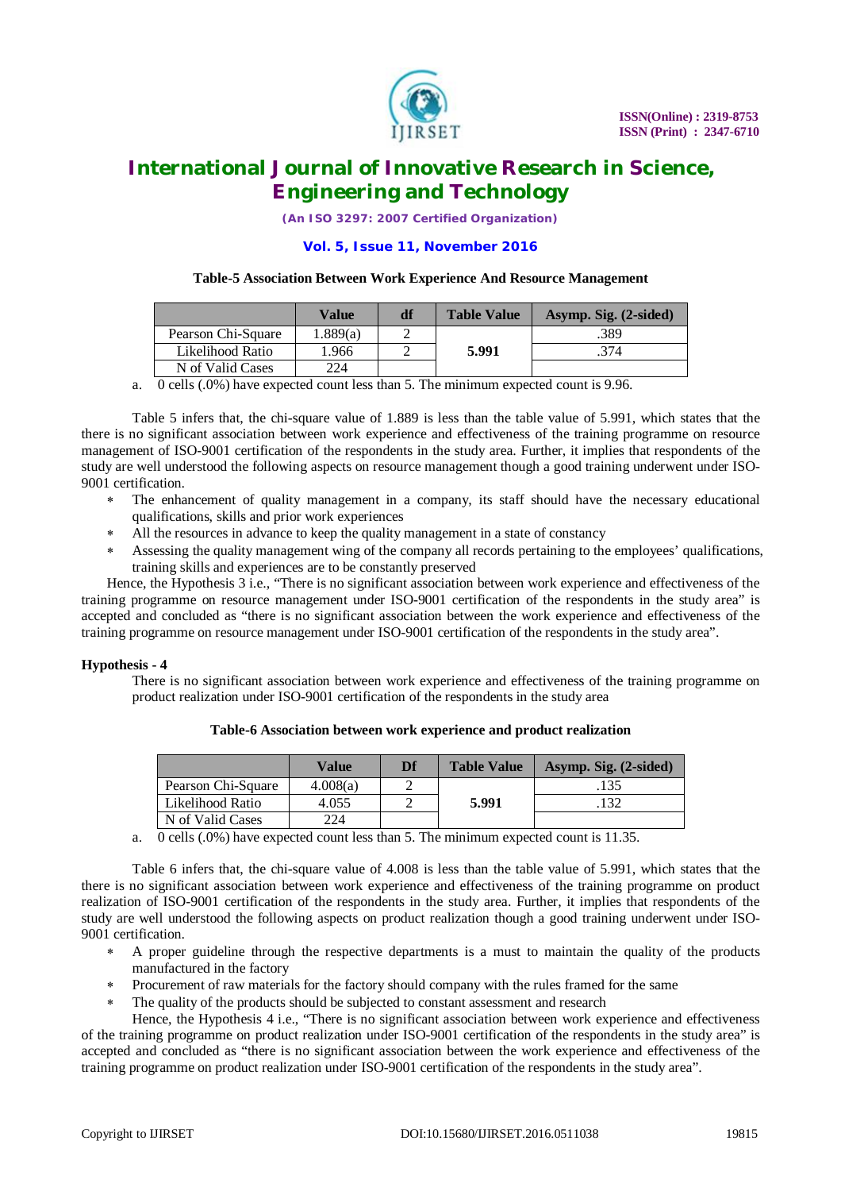**Table-5 Association Between Work Experience And Resource Management**

| | Value | df | Table Value | Asymp. Sig. (2-sided) |
|---|---|---|---|---|
| Pearson Chi-Square | 1.889(a) | 2 | 5.991 | .389 |
| Likelihood Ratio | 1.966 | 2 | | .374 |
| N of Valid Cases | 224 | | | |

a. 0 cells (.0%) have expected count less than 5. The minimum expected count is 9.96.

Table 5 infers that, the chi-square value of 1.889 is less than the table value of 5.991, which states that the there is no significant association between work experience and effectiveness of the training programme on resource management of ISO-9001 certification of the respondents in the study area. Further, it implies that respondents of the study are well understood the following aspects on resource management though a good training underwent under ISO-9001 certification.

- The enhancement of quality management in a company, its staff should have the necessary educational qualifications, skills and prior work experiences
- All the resources in advance to keep the quality management in a state of constancy
- Assessing the quality management wing of the company all records pertaining to the employees' qualifications, training skills and experiences are to be constantly preserved

Hence, the Hypothesis 3 i.e., "There is no significant association between work experience and effectiveness of the training programme on resource management under ISO-9001 certification of the respondents in the study area" is accepted and concluded as "there is no significant association between the work experience and effectiveness of the training programme on resource management under ISO-9001 certification of the respondents in the study area".

**Hypothesis - 4**

There is no significant association between work experience and effectiveness of the training programme on product realization under ISO-9001 certification of the respondents in the study area

**Table-6 Association between work experience and product realization**

| | Value | Df | Table Value | Asymp. Sig. (2-sided) |
|---|---|---|---|---|
| Pearson Chi-Square | 4.008(a) | 2 | 5.991 | .135 |
| Likelihood Ratio | 4.055 | 2 | | .132 |
| N of Valid Cases | 224 | | | |

a. 0 cells (.0%) have expected count less than 5. The minimum expected count is 11.35.

Table 6 infers that, the chi-square value of 4.008 is less than the table value of 5.991, which states that the there is no significant association between work experience and effectiveness of the training programme on product realization of ISO-9001 certification of the respondents in the study area. Further, it implies that respondents of the study are well understood the following aspects on product realization though a good training underwent under ISO-9001 certification.

- A proper guideline through the respective departments is a must to maintain the quality of the products manufactured in the factory
- Procurement of raw materials for the factory should company with the rules framed for the same
- The quality of the products should be subjected to constant assessment and research

Hence, the Hypothesis 4 i.e., "There is no significant association between work experience and effectiveness of the training programme on product realization under ISO-9001 certification of the respondents in the study area" is accepted and concluded as "there is no significant association between the work experience and effectiveness of the training programme on product realization under ISO-9001 certification of the respondents in the study area".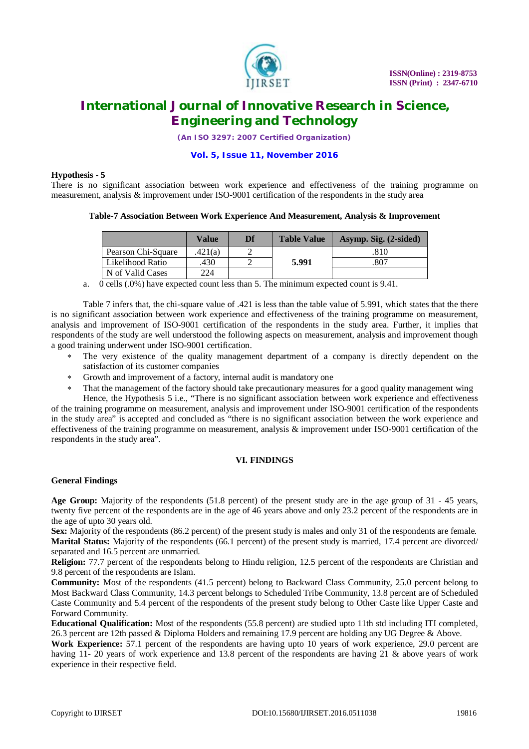**Hypothesis - 5**

There is no significant association between work experience and effectiveness of the training programme on measurement, analysis & improvement under ISO-9001 certification of the respondents in the study area

**Table-7 Association Between Work Experience And Measurement, Analysis & Improvement**

| | Value | Df | Table Value | Asymp. Sig. (2-sided) |
|---|---|---|---|---|
| Pearson Chi-Square | .421(a) | 2 | **5.991** | .810 |
| Likelihood Ratio | .430 | 2 | | .807 |
| N of Valid Cases | 224 | | | |

a. 0 cells (.0%) have expected count less than 5. The minimum expected count is 9.41.

Table 7 infers that, the chi-square value of .421 is less than the table value of 5.991, which states that the there is no significant association between work experience and effectiveness of the training programme on measurement, analysis and improvement of ISO-9001 certification of the respondents in the study area. Further, it implies that respondents of the study are well understood the following aspects on measurement, analysis and improvement though a good training underwent under ISO-9001 certification.

* The very existence of the quality management department of a company is directly dependent on the satisfaction of its customer companies
* Growth and improvement of a factory, internal audit is mandatory one
* That the management of the factory should take precautionary measures for a good quality management wing

Hence, the Hypothesis 5 i.e., "There is no significant association between work experience and effectiveness of the training programme on measurement, analysis and improvement under ISO-9001 certification of the respondents in the study area" is accepted and concluded as "there is no significant association between the work experience and effectiveness of the training programme on measurement, analysis & improvement under ISO-9001 certification of the respondents in the study area".

## VI. FINDINGS

### General Findings

**Age Group:** Majority of the respondents (51.8 percent) of the present study are in the age group of 31 - 45 years, twenty five percent of the respondents are in the age of 46 years above and only 23.2 percent of the respondents are in the age of upto 30 years old.

**Sex:** Majority of the respondents (86.2 percent) of the present study is males and only 31 of the respondents are female.

**Marital Status:** Majority of the respondents (66.1 percent) of the present study is married, 17.4 percent are divorced/ separated and 16.5 percent are unmarried.

**Religion:** 77.7 percent of the respondents belong to Hindu religion, 12.5 percent of the respondents are Christian and 9.8 percent of the respondents are Islam.

**Community:** Most of the respondents (41.5 percent) belong to Backward Class Community, 25.0 percent belong to Most Backward Class Community, 14.3 percent belongs to Scheduled Tribe Community, 13.8 percent are of Scheduled Caste Community and 5.4 percent of the respondents of the present study belong to Other Caste like Upper Caste and Forward Community.

**Educational Qualification:** Most of the respondents (55.8 percent) are studied upto 11th std including ITI completed, 26.3 percent are 12th passed & Diploma Holders and remaining 17.9 percent are holding any UG Degree & Above.

**Work Experience:** 57.1 percent of the respondents are having upto 10 years of work experience, 29.0 percent are having 11- 20 years of work experience and 13.8 percent of the respondents are having 21 & above years of work experience in their respective field.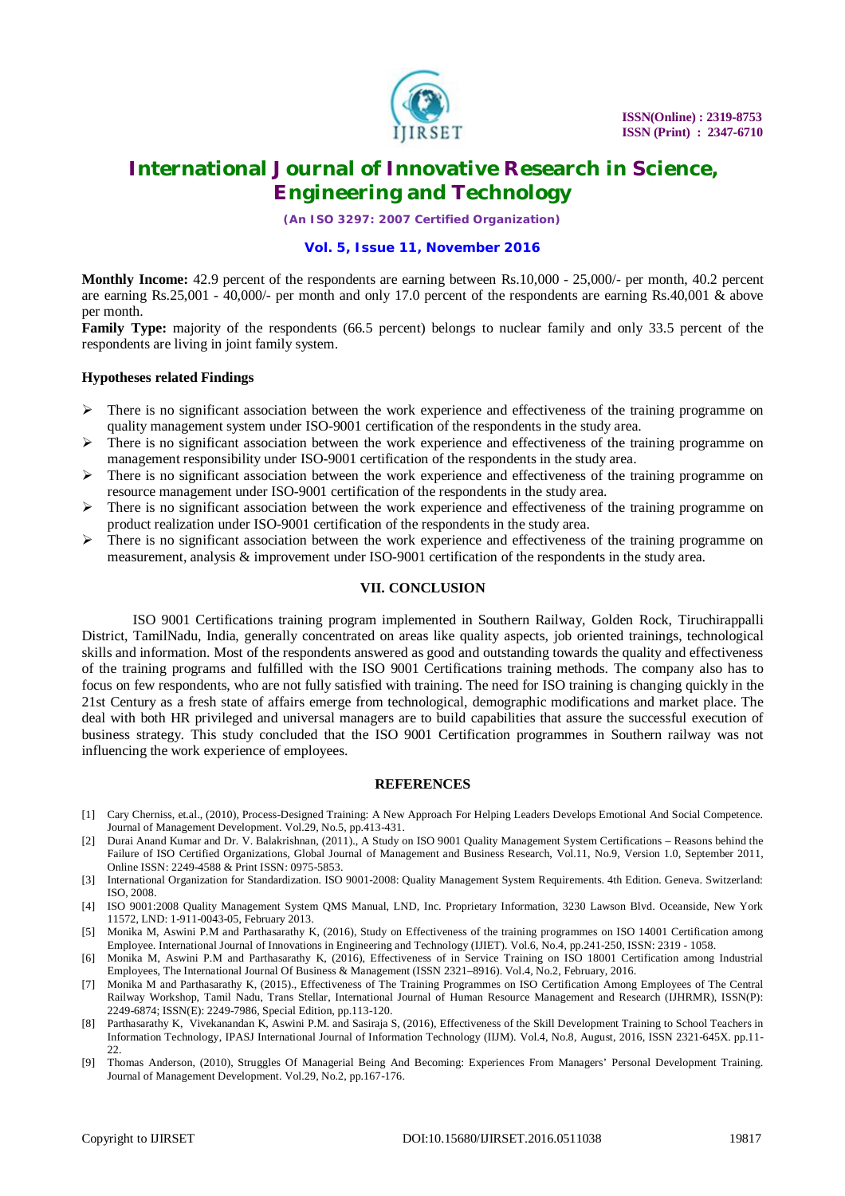**Monthly Income:** 42.9 percent of the respondents are earning between Rs.10,000 - 25,000/- per month, 40.2 percent are earning Rs.25,001 - 40,000/- per month and only 17.0 percent of the respondents are earning Rs.40,001 & above per month.

**Family Type:** majority of the respondents (66.5 percent) belongs to nuclear family and only 33.5 percent of the respondents are living in joint family system.

**Hypotheses related Findings**

- There is no significant association between the work experience and effectiveness of the training programme on quality management system under ISO-9001 certification of the respondents in the study area.
- There is no significant association between the work experience and effectiveness of the training programme on management responsibility under ISO-9001 certification of the respondents in the study area.
- There is no significant association between the work experience and effectiveness of the training programme on resource management under ISO-9001 certification of the respondents in the study area.
- There is no significant association between the work experience and effectiveness of the training programme on product realization under ISO-9001 certification of the respondents in the study area.
- There is no significant association between the work experience and effectiveness of the training programme on measurement, analysis & improvement under ISO-9001 certification of the respondents in the study area.

## VII. CONCLUSION

ISO 9001 Certifications training program implemented in Southern Railway, Golden Rock, Tiruchirappalli District, TamilNadu, India, generally concentrated on areas like quality aspects, job oriented trainings, technological skills and information. Most of the respondents answered as good and outstanding towards the quality and effectiveness of the training programs and fulfilled with the ISO 9001 Certifications training methods. The company also has to focus on few respondents, who are not fully satisfied with training. The need for ISO training is changing quickly in the 21st Century as a fresh state of affairs emerge from technological, demographic modifications and market place. The deal with both HR privileged and universal managers are to build capabilities that assure the successful execution of business strategy. This study concluded that the ISO 9001 Certification programmes in Southern railway was not influencing the work experience of employees.

## REFERENCES

[1] Cary Cherniss, et.al., (2010), Process-Designed Training: A New Approach For Helping Leaders Develops Emotional And Social Competence. Journal of Management Development. Vol.29, No.5, pp.413-431.

[2] Durai Anand Kumar and Dr. V. Balakrishnan, (2011)., A Study on ISO 9001 Quality Management System Certifications – Reasons behind the Failure of ISO Certified Organizations, Global Journal of Management and Business Research, Vol.11, No.9, Version 1.0, September 2011, Online ISSN: 2249-4588 & Print ISSN: 0975-5853.

[3] International Organization for Standardization. ISO 9001-2008: Quality Management System Requirements. 4th Edition. Geneva. Switzerland: ISO, 2008.

[4] ISO 9001:2008 Quality Management System QMS Manual, LND, Inc. Proprietary Information, 3230 Lawson Blvd. Oceanside, New York 11572, LND: 1-911-0043-05, February 2013.

[5] Monika M, Aswini P.M and Parthasarathy K, (2016), Study on Effectiveness of the training programmes on ISO 14001 Certification among Employee. International Journal of Innovations in Engineering and Technology (IJIET). Vol.6, No.4, pp.241-250, ISSN: 2319 - 1058.

[6] Monika M, Aswini P.M and Parthasarathy K, (2016), Effectiveness of in Service Training on ISO 18001 Certification among Industrial Employees, The International Journal Of Business & Management (ISSN 2321–8916). Vol.4, No.2, February, 2016.

[7] Monika M and Parthasarathy K, (2015)., Effectiveness of The Training Programmes on ISO Certification Among Employees of The Central Railway Workshop, Tamil Nadu, Trans Stellar, International Journal of Human Resource Management and Research (IJHRMR), ISSN(P): 2249-6874; ISSN(E): 2249-7986, Special Edition, pp.113-120.

[8] Parthasarathy K, Vivekanandan K, Aswini P.M. and Sasiraja S, (2016), Effectiveness of the Skill Development Training to School Teachers in Information Technology, IPASJ International Journal of Information Technology (IIJM). Vol.4, No.8, August, 2016, ISSN 2321-645X. pp.11-22.

[9] Thomas Anderson, (2010), Struggles Of Managerial Being And Becoming: Experiences From Managers' Personal Development Training. Journal of Management Development. Vol.29, No.2, pp.167-176.